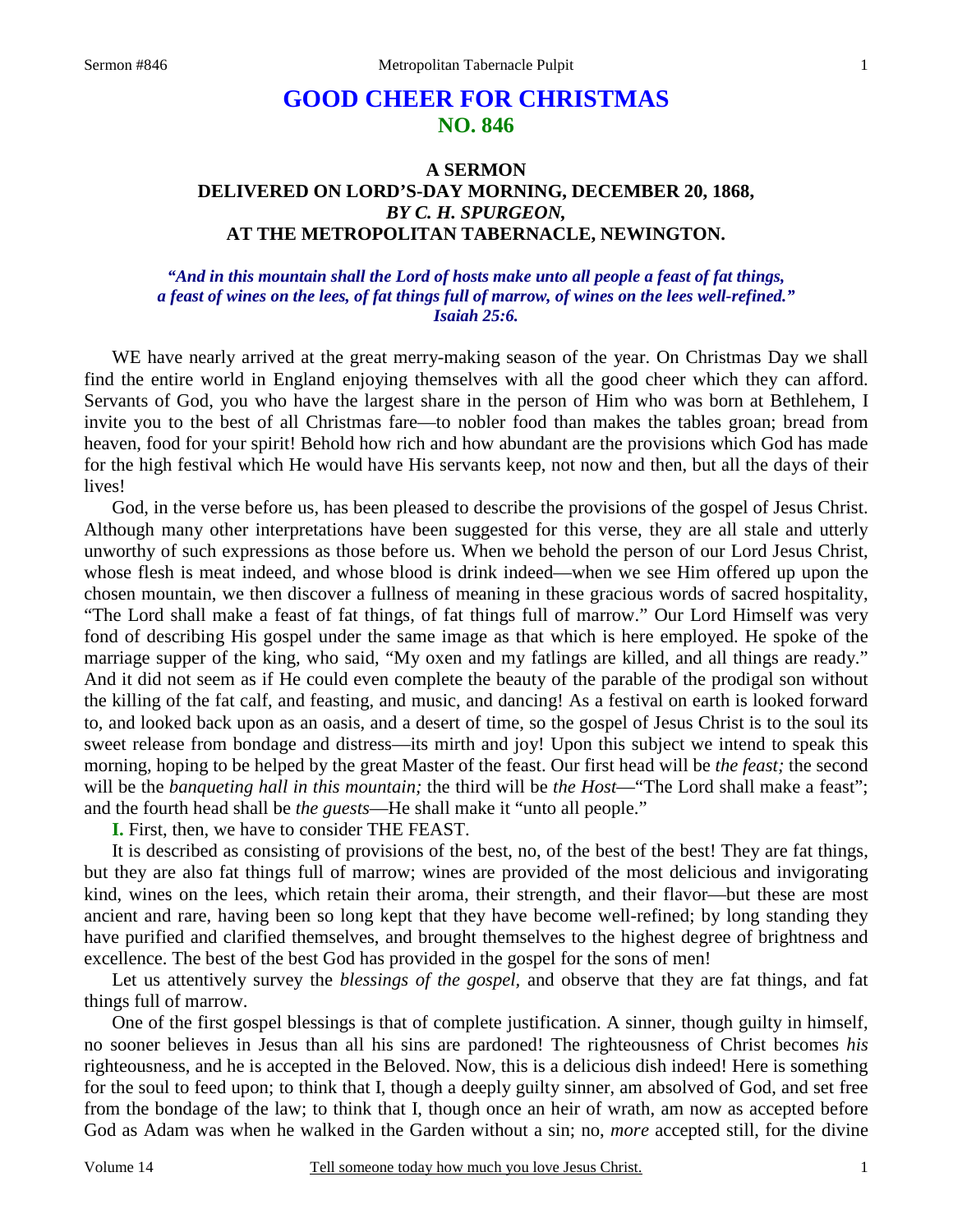# GOOD CHEER FOR CHRISTMAS
## NO. 846

### A SERMON
### DELIVERED ON LORD'S-DAY MORNING, DECEMBER 20, 1868,
### *BY C. H. SPURGEON,*
### AT THE METROPOLITAN TABERNACLE, NEWINGTON.

***"And in this mountain shall the Lord of hosts make unto all people a feast of fat things, a feast of wines on the lees, of fat things full of marrow, of wines on the lees well-refined." Isaiah 25:6.***

WE have nearly arrived at the great merry-making season of the year. On Christmas Day we shall find the entire world in England enjoying themselves with all the good cheer which they can afford. Servants of God, you who have the largest share in the person of Him who was born at Bethlehem, I invite you to the best of all Christmas fare—to nobler food than makes the tables groan; bread from heaven, food for your spirit! Behold how rich and how abundant are the provisions which God has made for the high festival which He would have His servants keep, not now and then, but all the days of their lives!

God, in the verse before us, has been pleased to describe the provisions of the gospel of Jesus Christ. Although many other interpretations have been suggested for this verse, they are all stale and utterly unworthy of such expressions as those before us. When we behold the person of our Lord Jesus Christ, whose flesh is meat indeed, and whose blood is drink indeed—when we see Him offered up upon the chosen mountain, we then discover a fullness of meaning in these gracious words of sacred hospitality, "The Lord shall make a feast of fat things, of fat things full of marrow." Our Lord Himself was very fond of describing His gospel under the same image as that which is here employed. He spoke of the marriage supper of the king, who said, "My oxen and my fatlings are killed, and all things are ready." And it did not seem as if He could even complete the beauty of the parable of the prodigal son without the killing of the fat calf, and feasting, and music, and dancing! As a festival on earth is looked forward to, and looked back upon as an oasis, and a desert of time, so the gospel of Jesus Christ is to the soul its sweet release from bondage and distress—its mirth and joy! Upon this subject we intend to speak this morning, hoping to be helped by the great Master of the feast. Our first head will be *the feast;* the second will be the *banqueting hall in this mountain;* the third will be *the Host*—"The Lord shall make a feast"; and the fourth head shall be *the guests*—He shall make it "unto all people."

**I.** First, then, we have to consider THE FEAST.

It is described as consisting of provisions of the best, no, of the best of the best! They are fat things, but they are also fat things full of marrow; wines are provided of the most delicious and invigorating kind, wines on the lees, which retain their aroma, their strength, and their flavor—but these are most ancient and rare, having been so long kept that they have become well-refined; by long standing they have purified and clarified themselves, and brought themselves to the highest degree of brightness and excellence. The best of the best God has provided in the gospel for the sons of men!

Let us attentively survey the *blessings of the gospel,* and observe that they are fat things, and fat things full of marrow.

One of the first gospel blessings is that of complete justification. A sinner, though guilty in himself, no sooner believes in Jesus than all his sins are pardoned! The righteousness of Christ becomes *his* righteousness, and he is accepted in the Beloved. Now, this is a delicious dish indeed! Here is something for the soul to feed upon; to think that I, though a deeply guilty sinner, am absolved of God, and set free from the bondage of the law; to think that I, though once an heir of wrath, am now as accepted before God as Adam was when he walked in the Garden without a sin; no, *more* accepted still, for the divine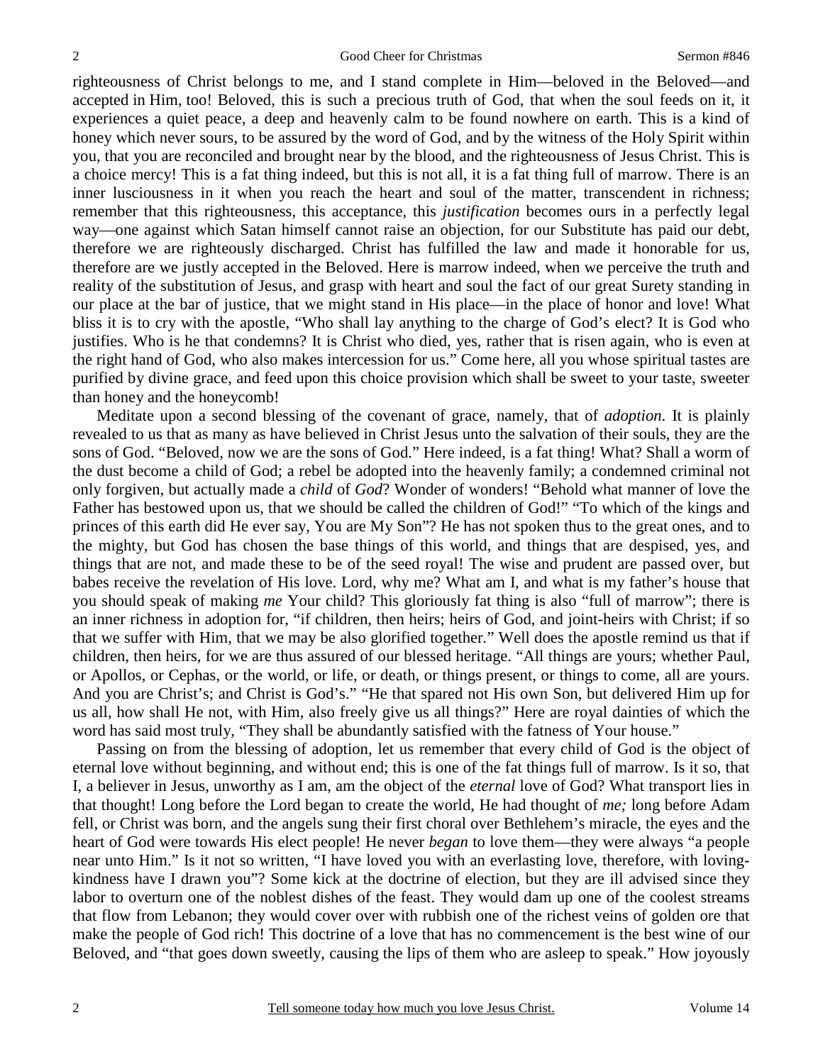righteousness of Christ belongs to me, and I stand complete in Him—beloved in the Beloved—and accepted in Him, too! Beloved, this is such a precious truth of God, that when the soul feeds on it, it experiences a quiet peace, a deep and heavenly calm to be found nowhere on earth. This is a kind of honey which never sours, to be assured by the word of God, and by the witness of the Holy Spirit within you, that you are reconciled and brought near by the blood, and the righteousness of Jesus Christ. This is a choice mercy! This is a fat thing indeed, but this is not all, it is a fat thing full of marrow. There is an inner lusciousness in it when you reach the heart and soul of the matter, transcendent in richness; remember that this righteousness, this acceptance, this *justification* becomes ours in a perfectly legal way—one against which Satan himself cannot raise an objection, for our Substitute has paid our debt, therefore we are righteously discharged. Christ has fulfilled the law and made it honorable for us, therefore are we justly accepted in the Beloved. Here is marrow indeed, when we perceive the truth and reality of the substitution of Jesus, and grasp with heart and soul the fact of our great Surety standing in our place at the bar of justice, that we might stand in His place—in the place of honor and love! What bliss it is to cry with the apostle, "Who shall lay anything to the charge of God's elect? It is God who justifies. Who is he that condemns? It is Christ who died, yes, rather that is risen again, who is even at the right hand of God, who also makes intercession for us." Come here, all you whose spiritual tastes are purified by divine grace, and feed upon this choice provision which shall be sweet to your taste, sweeter than honey and the honeycomb!

Meditate upon a second blessing of the covenant of grace, namely, that of *adoption*. It is plainly revealed to us that as many as have believed in Christ Jesus unto the salvation of their souls, they are the sons of God. "Beloved, now we are the sons of God." Here indeed, is a fat thing! What? Shall a worm of the dust become a child of God; a rebel be adopted into the heavenly family; a condemned criminal not only forgiven, but actually made a *child* of *God*? Wonder of wonders! "Behold what manner of love the Father has bestowed upon us, that we should be called the children of God!" "To which of the kings and princes of this earth did He ever say, You are My Son"? He has not spoken thus to the great ones, and to the mighty, but God has chosen the base things of this world, and things that are despised, yes, and things that are not, and made these to be of the seed royal! The wise and prudent are passed over, but babes receive the revelation of His love. Lord, why me? What am I, and what is my father's house that you should speak of making *me* Your child? This gloriously fat thing is also "full of marrow"; there is an inner richness in adoption for, "if children, then heirs; heirs of God, and joint-heirs with Christ; if so that we suffer with Him, that we may be also glorified together." Well does the apostle remind us that if children, then heirs, for we are thus assured of our blessed heritage. "All things are yours; whether Paul, or Apollos, or Cephas, or the world, or life, or death, or things present, or things to come, all are yours. And you are Christ's; and Christ is God's." "He that spared not His own Son, but delivered Him up for us all, how shall He not, with Him, also freely give us all things?" Here are royal dainties of which the word has said most truly, "They shall be abundantly satisfied with the fatness of Your house."

Passing on from the blessing of adoption, let us remember that every child of God is the object of eternal love without beginning, and without end; this is one of the fat things full of marrow. Is it so, that I, a believer in Jesus, unworthy as I am, am the object of the *eternal* love of God? What transport lies in that thought! Long before the Lord began to create the world, He had thought of *me;* long before Adam fell, or Christ was born, and the angels sung their first choral over Bethlehem's miracle, the eyes and the heart of God were towards His elect people! He never *began* to love them—they were always "a people near unto Him." Is it not so written, "I have loved you with an everlasting love, therefore, with loving-kindness have I drawn you"? Some kick at the doctrine of election, but they are ill advised since they labor to overturn one of the noblest dishes of the feast. They would dam up one of the coolest streams that flow from Lebanon; they would cover over with rubbish one of the richest veins of golden ore that make the people of God rich! This doctrine of a love that has no commencement is the best wine of our Beloved, and "that goes down sweetly, causing the lips of them who are asleep to speak." How joyously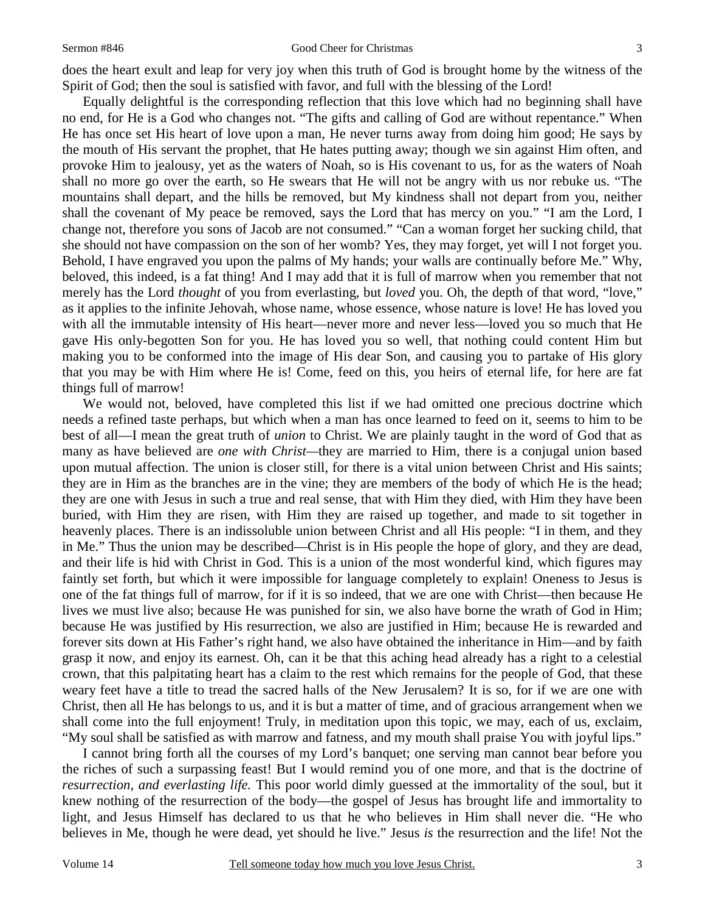does the heart exult and leap for very joy when this truth of God is brought home by the witness of the Spirit of God; then the soul is satisfied with favor, and full with the blessing of the Lord!

Equally delightful is the corresponding reflection that this love which had no beginning shall have no end, for He is a God who changes not. "The gifts and calling of God are without repentance." When He has once set His heart of love upon a man, He never turns away from doing him good; He says by the mouth of His servant the prophet, that He hates putting away; though we sin against Him often, and provoke Him to jealousy, yet as the waters of Noah, so is His covenant to us, for as the waters of Noah shall no more go over the earth, so He swears that He will not be angry with us nor rebuke us. "The mountains shall depart, and the hills be removed, but My kindness shall not depart from you, neither shall the covenant of My peace be removed, says the Lord that has mercy on you." "I am the Lord, I change not, therefore you sons of Jacob are not consumed." "Can a woman forget her sucking child, that she should not have compassion on the son of her womb? Yes, they may forget, yet will I not forget you. Behold, I have engraved you upon the palms of My hands; your walls are continually before Me." Why, beloved, this indeed, is a fat thing! And I may add that it is full of marrow when you remember that not merely has the Lord *thought* of you from everlasting, but *loved* you. Oh, the depth of that word, "love," as it applies to the infinite Jehovah, whose name, whose essence, whose nature is love! He has loved you with all the immutable intensity of His heart—never more and never less—loved you so much that He gave His only-begotten Son for you. He has loved you so well, that nothing could content Him but making you to be conformed into the image of His dear Son, and causing you to partake of His glory that you may be with Him where He is! Come, feed on this, you heirs of eternal life, for here are fat things full of marrow!

We would not, beloved, have completed this list if we had omitted one precious doctrine which needs a refined taste perhaps, but which when a man has once learned to feed on it, seems to him to be best of all—I mean the great truth of *union* to Christ. We are plainly taught in the word of God that as many as have believed are *one with Christ*—they are married to Him, there is a conjugal union based upon mutual affection. The union is closer still, for there is a vital union between Christ and His saints; they are in Him as the branches are in the vine; they are members of the body of which He is the head; they are one with Jesus in such a true and real sense, that with Him they died, with Him they have been buried, with Him they are risen, with Him they are raised up together, and made to sit together in heavenly places. There is an indissoluble union between Christ and all His people: "I in them, and they in Me." Thus the union may be described—Christ is in His people the hope of glory, and they are dead, and their life is hid with Christ in God. This is a union of the most wonderful kind, which figures may faintly set forth, but which it were impossible for language completely to explain! Oneness to Jesus is one of the fat things full of marrow, for if it is so indeed, that we are one with Christ—then because He lives we must live also; because He was punished for sin, we also have borne the wrath of God in Him; because He was justified by His resurrection, we also are justified in Him; because He is rewarded and forever sits down at His Father's right hand, we also have obtained the inheritance in Him—and by faith grasp it now, and enjoy its earnest. Oh, can it be that this aching head already has a right to a celestial crown, that this palpitating heart has a claim to the rest which remains for the people of God, that these weary feet have a title to tread the sacred halls of the New Jerusalem? It is so, for if we are one with Christ, then all He has belongs to us, and it is but a matter of time, and of gracious arrangement when we shall come into the full enjoyment! Truly, in meditation upon this topic, we may, each of us, exclaim, "My soul shall be satisfied as with marrow and fatness, and my mouth shall praise You with joyful lips."

I cannot bring forth all the courses of my Lord's banquet; one serving man cannot bear before you the riches of such a surpassing feast! But I would remind you of one more, and that is the doctrine of *resurrection, and everlasting life.* This poor world dimly guessed at the immortality of the soul, but it knew nothing of the resurrection of the body—the gospel of Jesus has brought life and immortality to light, and Jesus Himself has declared to us that he who believes in Him shall never die. "He who believes in Me, though he were dead, yet should he live." Jesus *is* the resurrection and the life! Not the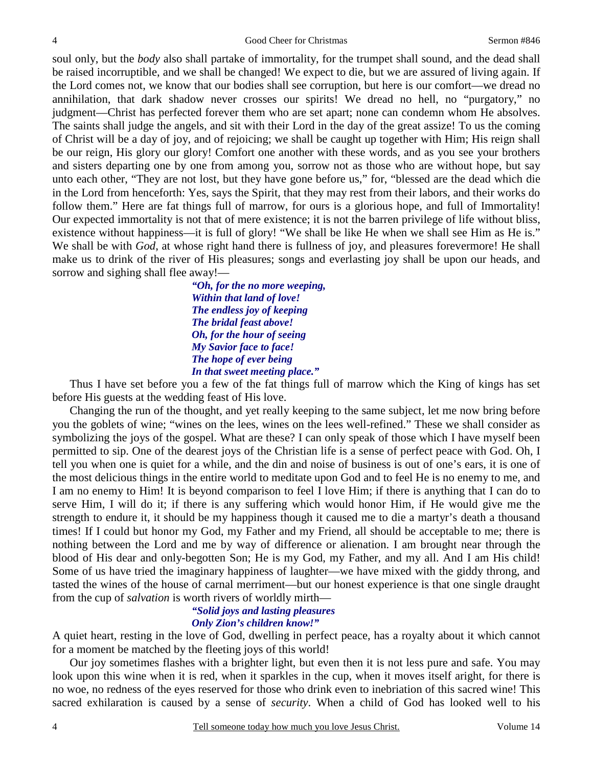soul only, but the *body* also shall partake of immortality, for the trumpet shall sound, and the dead shall be raised incorruptible, and we shall be changed! We expect to die, but we are assured of living again. If the Lord comes not, we know that our bodies shall see corruption, but here is our comfort—we dread no annihilation, that dark shadow never crosses our spirits! We dread no hell, no "purgatory," no judgment—Christ has perfected forever them who are set apart; none can condemn whom He absolves. The saints shall judge the angels, and sit with their Lord in the day of the great assize! To us the coming of Christ will be a day of joy, and of rejoicing; we shall be caught up together with Him; His reign shall be our reign, His glory our glory! Comfort one another with these words, and as you see your brothers and sisters departing one by one from among you, sorrow not as those who are without hope, but say unto each other, "They are not lost, but they have gone before us," for, "blessed are the dead which die in the Lord from henceforth: Yes, says the Spirit, that they may rest from their labors, and their works do follow them." Here are fat things full of marrow, for ours is a glorious hope, and full of Immortality! Our expected immortality is not that of mere existence; it is not the barren privilege of life without bliss, existence without happiness—it is full of glory! "We shall be like He when we shall see Him as He is." We shall be with *God*, at whose right hand there is fullness of joy, and pleasures forevermore! He shall make us to drink of the river of His pleasures; songs and everlasting joy shall be upon our heads, and sorrow and sighing shall flee away!—

> ***"Oh, for the no more weeping,***
> ***Within that land of love!***
> ***The endless joy of keeping***
> ***The bridal feast above!***
> ***Oh, for the hour of seeing***
> ***My Savior face to face!***
> ***The hope of ever being***
> ***In that sweet meeting place."***

Thus I have set before you a few of the fat things full of marrow which the King of kings has set before His guests at the wedding feast of His love.

Changing the run of the thought, and yet really keeping to the same subject, let me now bring before you the goblets of wine; "wines on the lees, wines on the lees well-refined." These we shall consider as symbolizing the joys of the gospel. What are these? I can only speak of those which I have myself been permitted to sip. One of the dearest joys of the Christian life is a sense of perfect peace with God. Oh, I tell you when one is quiet for a while, and the din and noise of business is out of one's ears, it is one of the most delicious things in the entire world to meditate upon God and to feel He is no enemy to me, and I am no enemy to Him! It is beyond comparison to feel I love Him; if there is anything that I can do to serve Him, I will do it; if there is any suffering which would honor Him, if He would give me the strength to endure it, it should be my happiness though it caused me to die a martyr's death a thousand times! If I could but honor my God, my Father and my Friend, all should be acceptable to me; there is nothing between the Lord and me by way of difference or alienation. I am brought near through the blood of His dear and only-begotten Son; He is my God, my Father, and my all. And I am His child! Some of us have tried the imaginary happiness of laughter—we have mixed with the giddy throng, and tasted the wines of the house of carnal merriment—but our honest experience is that one single draught from the cup of *salvation* is worth rivers of worldly mirth—

> ***"Solid joys and lasting pleasures***
> ***Only Zion's children know!"***

A quiet heart, resting in the love of God, dwelling in perfect peace, has a royalty about it which cannot for a moment be matched by the fleeting joys of this world!

Our joy sometimes flashes with a brighter light, but even then it is not less pure and safe. You may look upon this wine when it is red, when it sparkles in the cup, when it moves itself aright, for there is no woe, no redness of the eyes reserved for those who drink even to inebriation of this sacred wine! This sacred exhilaration is caused by a sense of *security*. When a child of God has looked well to his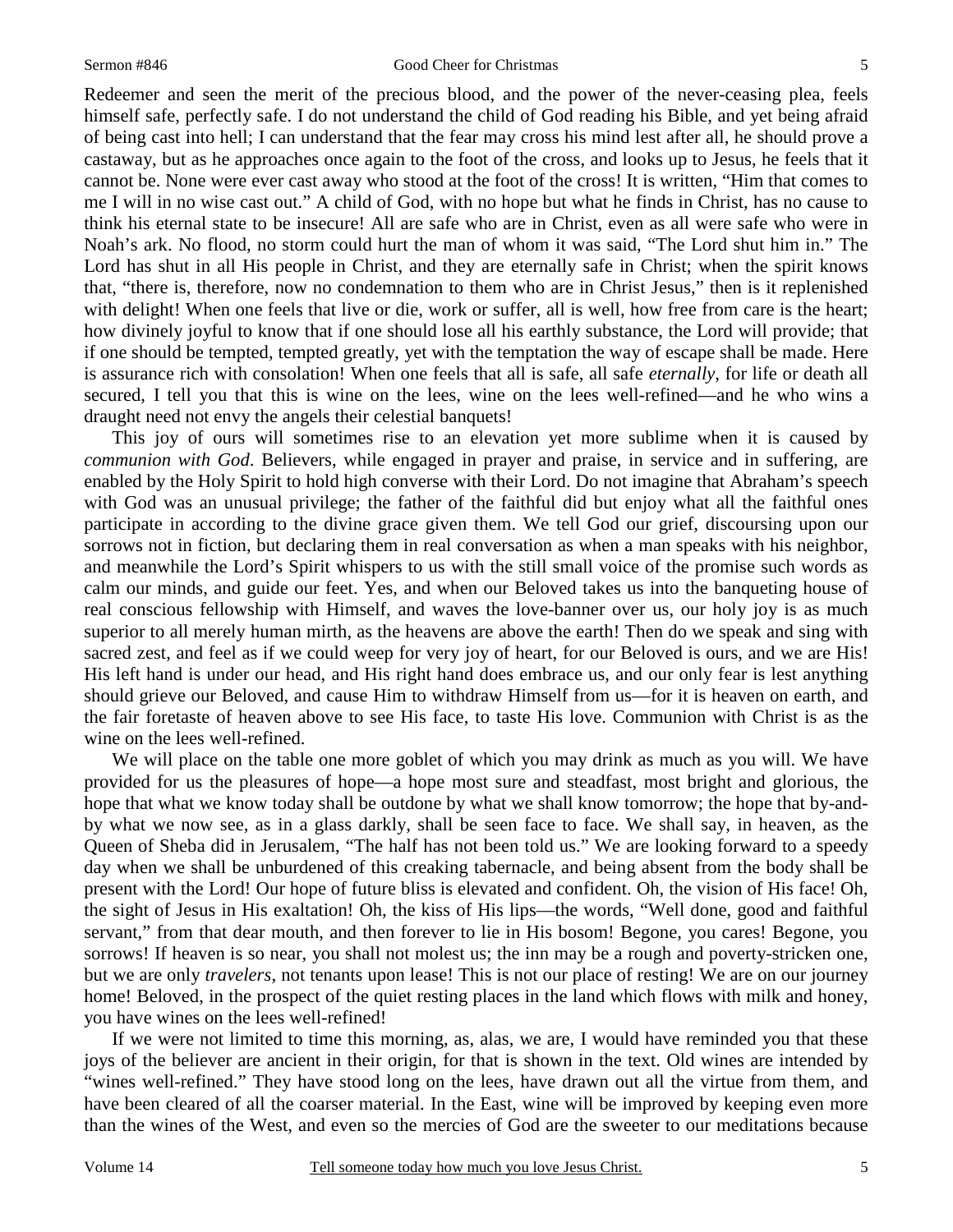Redeemer and seen the merit of the precious blood, and the power of the never-ceasing plea, feels himself safe, perfectly safe. I do not understand the child of God reading his Bible, and yet being afraid of being cast into hell; I can understand that the fear may cross his mind lest after all, he should prove a castaway, but as he approaches once again to the foot of the cross, and looks up to Jesus, he feels that it cannot be. None were ever cast away who stood at the foot of the cross! It is written, "Him that comes to me I will in no wise cast out." A child of God, with no hope but what he finds in Christ, has no cause to think his eternal state to be insecure! All are safe who are in Christ, even as all were safe who were in Noah's ark. No flood, no storm could hurt the man of whom it was said, "The Lord shut him in." The Lord has shut in all His people in Christ, and they are eternally safe in Christ; when the spirit knows that, "there is, therefore, now no condemnation to them who are in Christ Jesus," then is it replenished with delight! When one feels that live or die, work or suffer, all is well, how free from care is the heart; how divinely joyful to know that if one should lose all his earthly substance, the Lord will provide; that if one should be tempted, tempted greatly, yet with the temptation the way of escape shall be made. Here is assurance rich with consolation! When one feels that all is safe, all safe *eternally*, for life or death all secured, I tell you that this is wine on the lees, wine on the lees well-refined—and he who wins a draught need not envy the angels their celestial banquets!

This joy of ours will sometimes rise to an elevation yet more sublime when it is caused by *communion with God*. Believers, while engaged in prayer and praise, in service and in suffering, are enabled by the Holy Spirit to hold high converse with their Lord. Do not imagine that Abraham's speech with God was an unusual privilege; the father of the faithful did but enjoy what all the faithful ones participate in according to the divine grace given them. We tell God our grief, discoursing upon our sorrows not in fiction, but declaring them in real conversation as when a man speaks with his neighbor, and meanwhile the Lord's Spirit whispers to us with the still small voice of the promise such words as calm our minds, and guide our feet. Yes, and when our Beloved takes us into the banqueting house of real conscious fellowship with Himself, and waves the love-banner over us, our holy joy is as much superior to all merely human mirth, as the heavens are above the earth! Then do we speak and sing with sacred zest, and feel as if we could weep for very joy of heart, for our Beloved is ours, and we are His! His left hand is under our head, and His right hand does embrace us, and our only fear is lest anything should grieve our Beloved, and cause Him to withdraw Himself from us—for it is heaven on earth, and the fair foretaste of heaven above to see His face, to taste His love. Communion with Christ is as the wine on the lees well-refined.

We will place on the table one more goblet of which you may drink as much as you will. We have provided for us the pleasures of hope—a hope most sure and steadfast, most bright and glorious, the hope that what we know today shall be outdone by what we shall know tomorrow; the hope that by-and-by what we now see, as in a glass darkly, shall be seen face to face. We shall say, in heaven, as the Queen of Sheba did in Jerusalem, "The half has not been told us." We are looking forward to a speedy day when we shall be unburdened of this creaking tabernacle, and being absent from the body shall be present with the Lord! Our hope of future bliss is elevated and confident. Oh, the vision of His face! Oh, the sight of Jesus in His exaltation! Oh, the kiss of His lips—the words, "Well done, good and faithful servant," from that dear mouth, and then forever to lie in His bosom! Begone, you cares! Begone, you sorrows! If heaven is so near, you shall not molest us; the inn may be a rough and poverty-stricken one, but we are only *travelers*, not tenants upon lease! This is not our place of resting! We are on our journey home! Beloved, in the prospect of the quiet resting places in the land which flows with milk and honey, you have wines on the lees well-refined!

If we were not limited to time this morning, as, alas, we are, I would have reminded you that these joys of the believer are ancient in their origin, for that is shown in the text. Old wines are intended by "wines well-refined." They have stood long on the lees, have drawn out all the virtue from them, and have been cleared of all the coarser material. In the East, wine will be improved by keeping even more than the wines of the West, and even so the mercies of God are the sweeter to our meditations because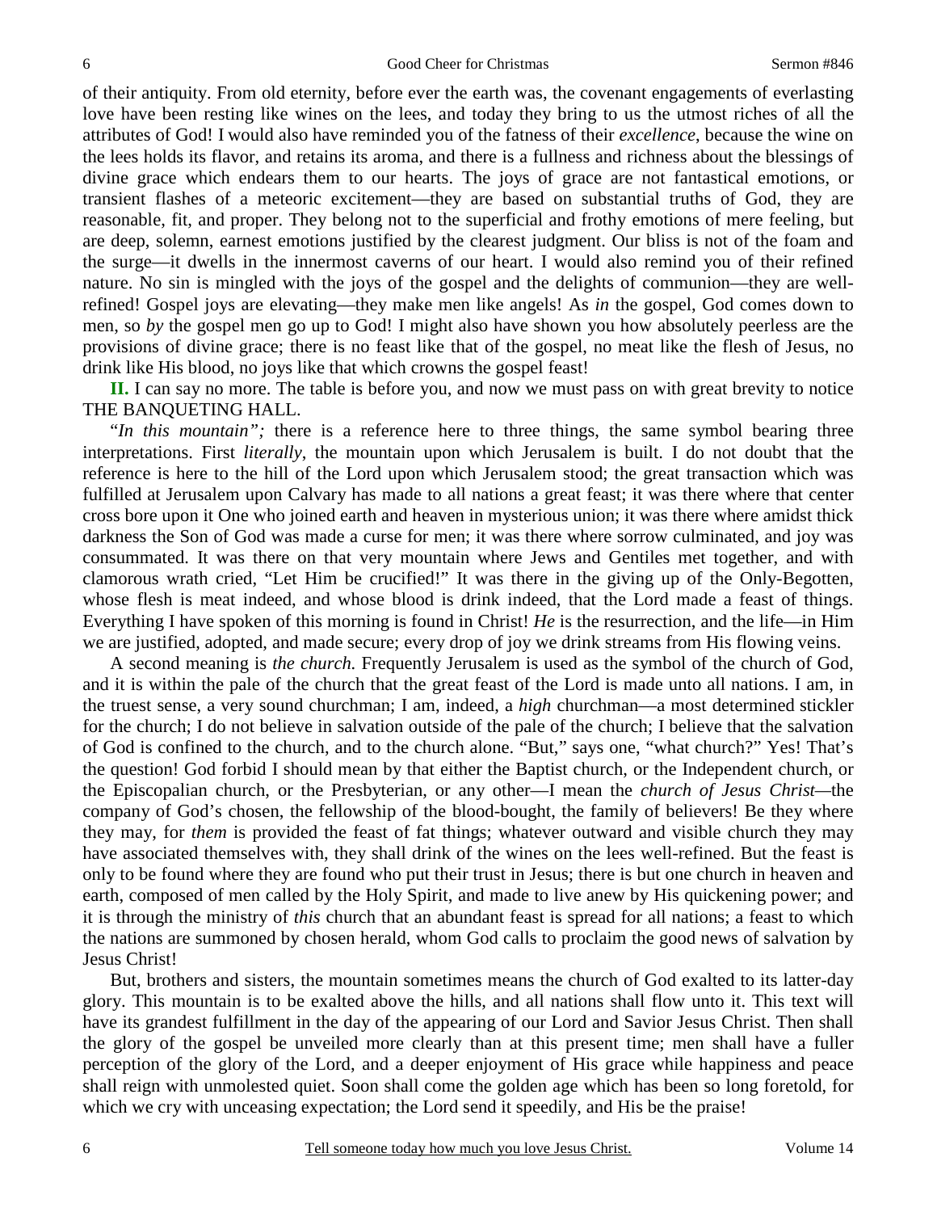of their antiquity. From old eternity, before ever the earth was, the covenant engagements of everlasting love have been resting like wines on the lees, and today they bring to us the utmost riches of all the attributes of God! I would also have reminded you of the fatness of their *excellence*, because the wine on the lees holds its flavor, and retains its aroma, and there is a fullness and richness about the blessings of divine grace which endears them to our hearts. The joys of grace are not fantastical emotions, or transient flashes of a meteoric excitement—they are based on substantial truths of God, they are reasonable, fit, and proper. They belong not to the superficial and frothy emotions of mere feeling, but are deep, solemn, earnest emotions justified by the clearest judgment. Our bliss is not of the foam and the surge—it dwells in the innermost caverns of our heart. I would also remind you of their refined nature. No sin is mingled with the joys of the gospel and the delights of communion—they are well-refined! Gospel joys are elevating—they make men like angels! As *in* the gospel, God comes down to men, so *by* the gospel men go up to God! I might also have shown you how absolutely peerless are the provisions of divine grace; there is no feast like that of the gospel, no meat like the flesh of Jesus, no drink like His blood, no joys like that which crowns the gospel feast!

**II.** I can say no more. The table is before you, and now we must pass on with great brevity to notice THE BANQUETING HALL.

"*In this mountain";* there is a reference here to three things, the same symbol bearing three interpretations. First *literally*, the mountain upon which Jerusalem is built. I do not doubt that the reference is here to the hill of the Lord upon which Jerusalem stood; the great transaction which was fulfilled at Jerusalem upon Calvary has made to all nations a great feast; it was there where that center cross bore upon it One who joined earth and heaven in mysterious union; it was there where amidst thick darkness the Son of God was made a curse for men; it was there where sorrow culminated, and joy was consummated. It was there on that very mountain where Jews and Gentiles met together, and with clamorous wrath cried, "Let Him be crucified!" It was there in the giving up of the Only-Begotten, whose flesh is meat indeed, and whose blood is drink indeed, that the Lord made a feast of things. Everything I have spoken of this morning is found in Christ! *He* is the resurrection, and the life—in Him we are justified, adopted, and made secure; every drop of joy we drink streams from His flowing veins.

A second meaning is *the church.* Frequently Jerusalem is used as the symbol of the church of God, and it is within the pale of the church that the great feast of the Lord is made unto all nations. I am, in the truest sense, a very sound churchman; I am, indeed, a *high* churchman—a most determined stickler for the church; I do not believe in salvation outside of the pale of the church; I believe that the salvation of God is confined to the church, and to the church alone. "But," says one, "what church?" Yes! That's the question! God forbid I should mean by that either the Baptist church, or the Independent church, or the Episcopalian church, or the Presbyterian, or any other—I mean the *church of Jesus Christ*—the company of God's chosen, the fellowship of the blood-bought, the family of believers! Be they where they may, for *them* is provided the feast of fat things; whatever outward and visible church they may have associated themselves with, they shall drink of the wines on the lees well-refined. But the feast is only to be found where they are found who put their trust in Jesus; there is but one church in heaven and earth, composed of men called by the Holy Spirit, and made to live anew by His quickening power; and it is through the ministry of *this* church that an abundant feast is spread for all nations; a feast to which the nations are summoned by chosen herald, whom God calls to proclaim the good news of salvation by Jesus Christ!

But, brothers and sisters, the mountain sometimes means the church of God exalted to its latter-day glory. This mountain is to be exalted above the hills, and all nations shall flow unto it. This text will have its grandest fulfillment in the day of the appearing of our Lord and Savior Jesus Christ. Then shall the glory of the gospel be unveiled more clearly than at this present time; men shall have a fuller perception of the glory of the Lord, and a deeper enjoyment of His grace while happiness and peace shall reign with unmolested quiet. Soon shall come the golden age which has been so long foretold, for which we cry with unceasing expectation; the Lord send it speedily, and His be the praise!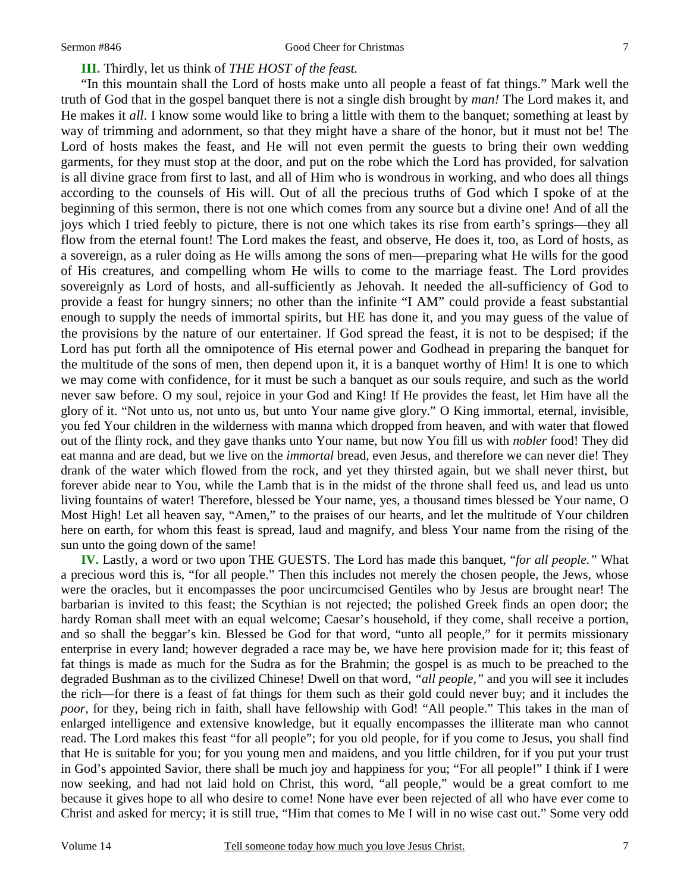**III.** Thirdly, let us think of *THE HOST of the feast.*

"In this mountain shall the Lord of hosts make unto all people a feast of fat things." Mark well the truth of God that in the gospel banquet there is not a single dish brought by *man!* The Lord makes it, and He makes it *all*. I know some would like to bring a little with them to the banquet; something at least by way of trimming and adornment, so that they might have a share of the honor, but it must not be! The Lord of hosts makes the feast, and He will not even permit the guests to bring their own wedding garments, for they must stop at the door, and put on the robe which the Lord has provided, for salvation is all divine grace from first to last, and all of Him who is wondrous in working, and who does all things according to the counsels of His will. Out of all the precious truths of God which I spoke of at the beginning of this sermon, there is not one which comes from any source but a divine one! And of all the joys which I tried feebly to picture, there is not one which takes its rise from earth's springs—they all flow from the eternal fount! The Lord makes the feast, and observe, He does it, too, as Lord of hosts, as a sovereign, as a ruler doing as He wills among the sons of men—preparing what He wills for the good of His creatures, and compelling whom He wills to come to the marriage feast. The Lord provides sovereignly as Lord of hosts, and all-sufficiently as Jehovah. It needed the all-sufficiency of God to provide a feast for hungry sinners; no other than the infinite "I AM" could provide a feast substantial enough to supply the needs of immortal spirits, but HE has done it, and you may guess of the value of the provisions by the nature of our entertainer. If God spread the feast, it is not to be despised; if the Lord has put forth all the omnipotence of His eternal power and Godhead in preparing the banquet for the multitude of the sons of men, then depend upon it, it is a banquet worthy of Him! It is one to which we may come with confidence, for it must be such a banquet as our souls require, and such as the world never saw before. O my soul, rejoice in your God and King! If He provides the feast, let Him have all the glory of it. "Not unto us, not unto us, but unto Your name give glory." O King immortal, eternal, invisible, you fed Your children in the wilderness with manna which dropped from heaven, and with water that flowed out of the flinty rock, and they gave thanks unto Your name, but now You fill us with *nobler* food! They did eat manna and are dead, but we live on the *immortal* bread, even Jesus, and therefore we can never die! They drank of the water which flowed from the rock, and yet they thirsted again, but we shall never thirst, but forever abide near to You, while the Lamb that is in the midst of the throne shall feed us, and lead us unto living fountains of water! Therefore, blessed be Your name, yes, a thousand times blessed be Your name, O Most High! Let all heaven say, "Amen," to the praises of our hearts, and let the multitude of Your children here on earth, for whom this feast is spread, laud and magnify, and bless Your name from the rising of the sun unto the going down of the same!

**IV.** Lastly, a word or two upon THE GUESTS. The Lord has made this banquet, "*for all people."* What a precious word this is, "for all people." Then this includes not merely the chosen people, the Jews, whose were the oracles, but it encompasses the poor uncircumcised Gentiles who by Jesus are brought near! The barbarian is invited to this feast; the Scythian is not rejected; the polished Greek finds an open door; the hardy Roman shall meet with an equal welcome; Caesar's household, if they come, shall receive a portion, and so shall the beggar's kin. Blessed be God for that word, "unto all people," for it permits missionary enterprise in every land; however degraded a race may be, we have here provision made for it; this feast of fat things is made as much for the Sudra as for the Brahmin; the gospel is as much to be preached to the degraded Bushman as to the civilized Chinese! Dwell on that word, *"all people,"* and you will see it includes the rich—for there is a feast of fat things for them such as their gold could never buy; and it includes the *poor*, for they, being rich in faith, shall have fellowship with God! "All people." This takes in the man of enlarged intelligence and extensive knowledge, but it equally encompasses the illiterate man who cannot read. The Lord makes this feast "for all people"; for you old people, for if you come to Jesus, you shall find that He is suitable for you; for you young men and maidens, and you little children, for if you put your trust in God's appointed Savior, there shall be much joy and happiness for you; "For all people!" I think if I were now seeking, and had not laid hold on Christ, this word, "all people," would be a great comfort to me because it gives hope to all who desire to come! None have ever been rejected of all who have ever come to Christ and asked for mercy; it is still true, "Him that comes to Me I will in no wise cast out." Some very odd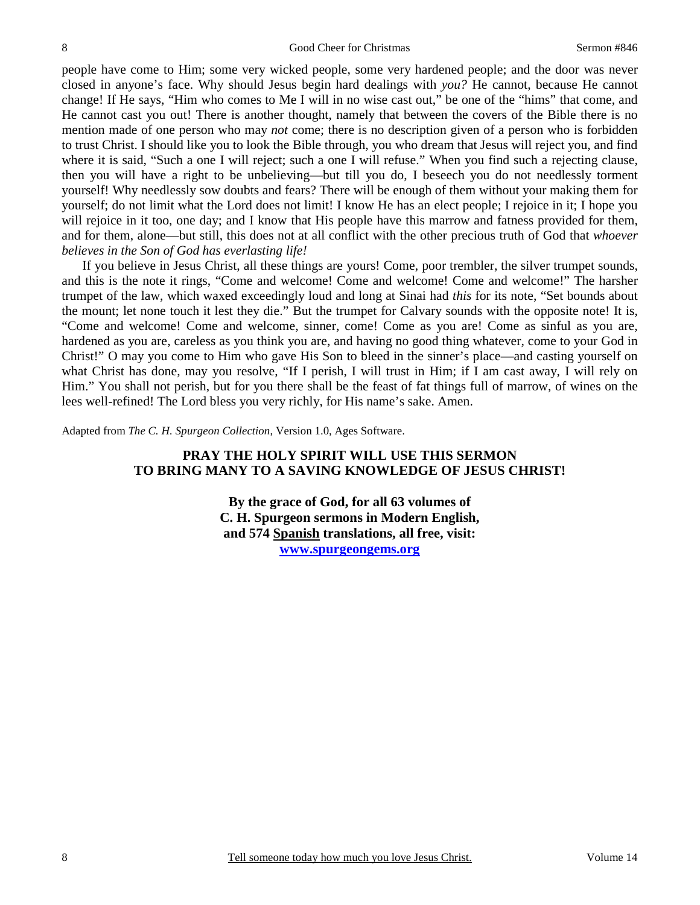people have come to Him; some very wicked people, some very hardened people; and the door was never closed in anyone's face. Why should Jesus begin hard dealings with *you?* He cannot, because He cannot change! If He says, "Him who comes to Me I will in no wise cast out," be one of the "hims" that come, and He cannot cast you out! There is another thought, namely that between the covers of the Bible there is no mention made of one person who may *not* come; there is no description given of a person who is forbidden to trust Christ. I should like you to look the Bible through, you who dream that Jesus will reject you, and find where it is said, "Such a one I will reject; such a one I will refuse." When you find such a rejecting clause, then you will have a right to be unbelieving—but till you do, I beseech you do not needlessly torment yourself! Why needlessly sow doubts and fears? There will be enough of them without your making them for yourself; do not limit what the Lord does not limit! I know He has an elect people; I rejoice in it; I hope you will rejoice in it too, one day; and I know that His people have this marrow and fatness provided for them, and for them, alone—but still, this does not at all conflict with the other precious truth of God that *whoever believes in the Son of God has everlasting life!*

If you believe in Jesus Christ, all these things are yours! Come, poor trembler, the silver trumpet sounds, and this is the note it rings, "Come and welcome! Come and welcome! Come and welcome!" The harsher trumpet of the law, which waxed exceedingly loud and long at Sinai had *this* for its note, "Set bounds about the mount; let none touch it lest they die." But the trumpet for Calvary sounds with the opposite note! It is, "Come and welcome! Come and welcome, sinner, come! Come as you are! Come as sinful as you are, hardened as you are, careless as you think you are, and having no good thing whatever, come to your God in Christ!" O may you come to Him who gave His Son to bleed in the sinner's place—and casting yourself on what Christ has done, may you resolve, "If I perish, I will trust in Him; if I am cast away, I will rely on Him." You shall not perish, but for you there shall be the feast of fat things full of marrow, of wines on the lees well-refined! The Lord bless you very richly, for His name's sake. Amen.

Adapted from *The C. H. Spurgeon Collection,* Version 1.0, Ages Software.

**PRAY THE HOLY SPIRIT WILL USE THIS SERMON TO BRING MANY TO A SAVING KNOWLEDGE OF JESUS CHRIST!**

**By the grace of God, for all 63 volumes of C. H. Spurgeon sermons in Modern English, and 574 Spanish translations, all free, visit: www.spurgeongems.org**